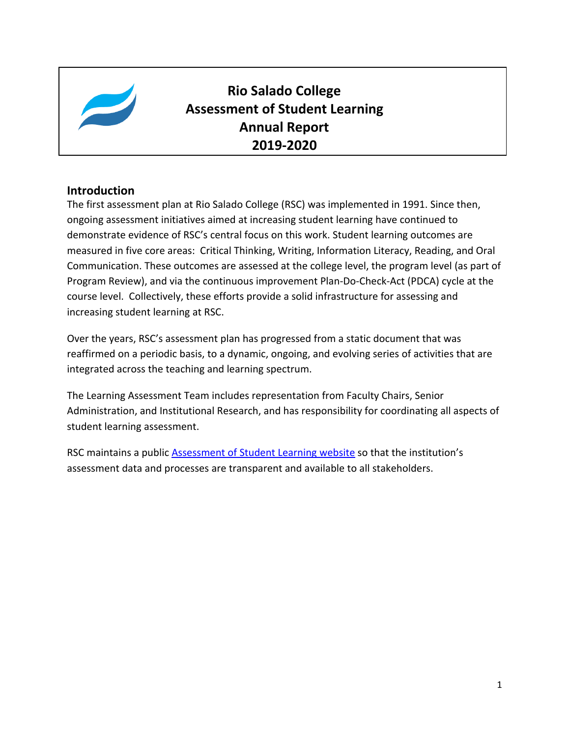# Rio Salado College
# Assessment of Student Learning
# Annual Report
# 2019-2020

## Introduction

The first assessment plan at Rio Salado College (RSC) was implemented in 1991. Since then, ongoing assessment initiatives aimed at increasing student learning have continued to demonstrate evidence of RSC's central focus on this work. Student learning outcomes are measured in five core areas: Critical Thinking, Writing, Information Literacy, Reading, and Oral Communication. These outcomes are assessed at the college level, the program level (as part of Program Review), and via the continuous improvement Plan-Do-Check-Act (PDCA) cycle at the course level. Collectively, these efforts provide a solid infrastructure for assessing and increasing student learning at RSC.

Over the years, RSC's assessment plan has progressed from a static document that was reaffirmed on a periodic basis, to a dynamic, ongoing, and evolving series of activities that are integrated across the teaching and learning spectrum.

The Learning Assessment Team includes representation from Faculty Chairs, Senior Administration, and Institutional Research, and has responsibility for coordinating all aspects of student learning assessment.

RSC maintains a public Assessment of Student Learning website so that the institution's assessment data and processes are transparent and available to all stakeholders.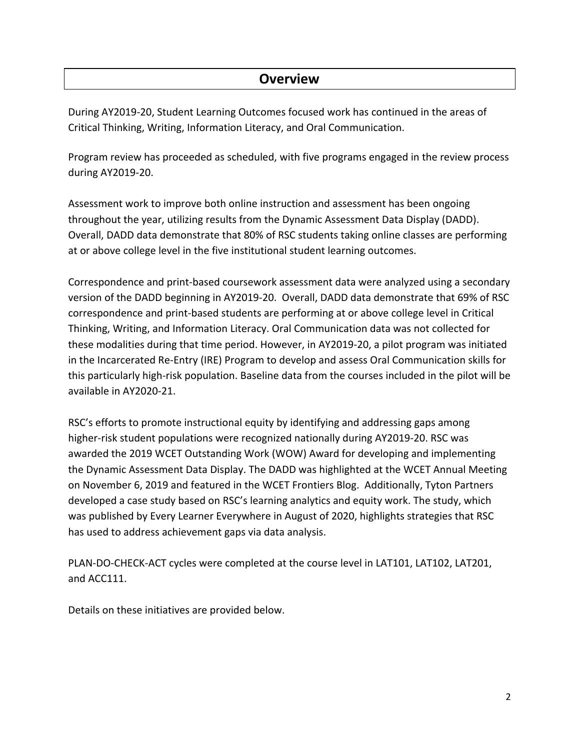## Overview

During AY2019-20, Student Learning Outcomes focused work has continued in the areas of Critical Thinking, Writing, Information Literacy, and Oral Communication.

Program review has proceeded as scheduled, with five programs engaged in the review process during AY2019-20.

Assessment work to improve both online instruction and assessment has been ongoing throughout the year, utilizing results from the Dynamic Assessment Data Display (DADD). Overall, DADD data demonstrate that 80% of RSC students taking online classes are performing at or above college level in the five institutional student learning outcomes.

Correspondence and print-based coursework assessment data were analyzed using a secondary version of the DADD beginning in AY2019-20. Overall, DADD data demonstrate that 69% of RSC correspondence and print-based students are performing at or above college level in Critical Thinking, Writing, and Information Literacy. Oral Communication data was not collected for these modalities during that time period. However, in AY2019-20, a pilot program was initiated in the Incarcerated Re-Entry (IRE) Program to develop and assess Oral Communication skills for this particularly high-risk population. Baseline data from the courses included in the pilot will be available in AY2020-21.

RSC's efforts to promote instructional equity by identifying and addressing gaps among higher-risk student populations were recognized nationally during AY2019-20. RSC was awarded the 2019 WCET Outstanding Work (WOW) Award for developing and implementing the Dynamic Assessment Data Display. The DADD was highlighted at the WCET Annual Meeting on November 6, 2019 and featured in the WCET Frontiers Blog. Additionally, Tyton Partners developed a case study based on RSC's learning analytics and equity work. The study, which was published by Every Learner Everywhere in August of 2020, highlights strategies that RSC has used to address achievement gaps via data analysis.

PLAN-DO-CHECK-ACT cycles were completed at the course level in LAT101, LAT102, LAT201, and ACC111.

Details on these initiatives are provided below.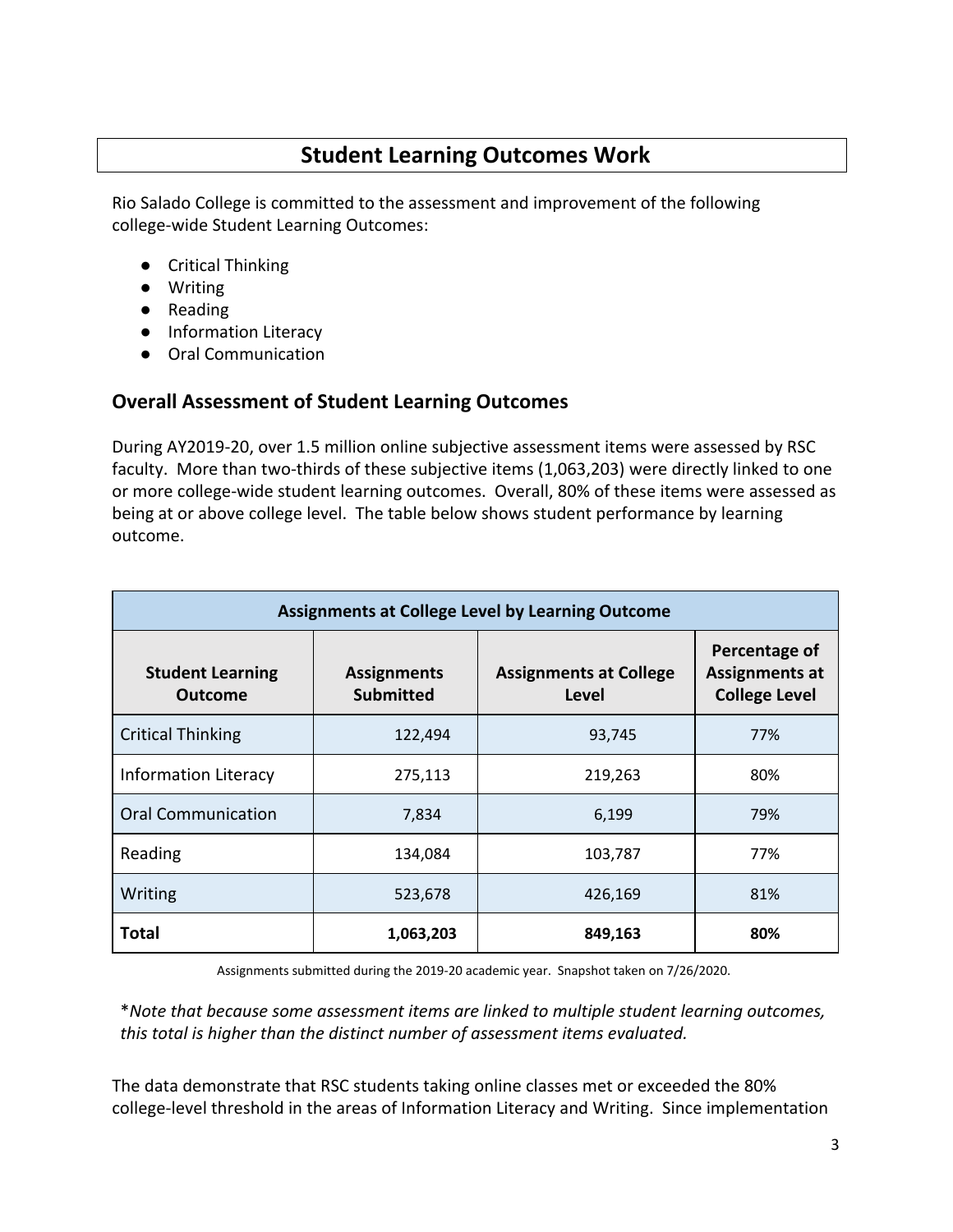# Student Learning Outcomes Work

Rio Salado College is committed to the assessment and improvement of the following college-wide Student Learning Outcomes:

- Critical Thinking
- Writing
- Reading
- Information Literacy
- Oral Communication

## Overall Assessment of Student Learning Outcomes

During AY2019-20, over 1.5 million online subjective assessment items were assessed by RSC faculty. More than two-thirds of these subjective items (1,063,203) were directly linked to one or more college-wide student learning outcomes. Overall, 80% of these items were assessed as being at or above college level. The table below shows student performance by learning outcome.

| Assignments at College Level by Learning Outcome | | | |
|---|---|---|---|
| **Student Learning Outcome** | **Assignments Submitted** | **Assignments at College Level** | **Percentage of Assignments at College Level** |
| Critical Thinking | 122,494 | 93,745 | 77% |
| Information Literacy | 275,113 | 219,263 | 80% |
| Oral Communication | 7,834 | 6,199 | 79% |
| Reading | 134,084 | 103,787 | 77% |
| Writing | 523,678 | 426,169 | 81% |
| **Total** | **1,063,203** | **849,163** | **80%** |

Assignments submitted during the 2019-20 academic year. Snapshot taken on 7/26/2020.

*\*Note that because some assessment items are linked to multiple student learning outcomes, this total is higher than the distinct number of assessment items evaluated.*

The data demonstrate that RSC students taking online classes met or exceeded the 80% college-level threshold in the areas of Information Literacy and Writing. Since implementation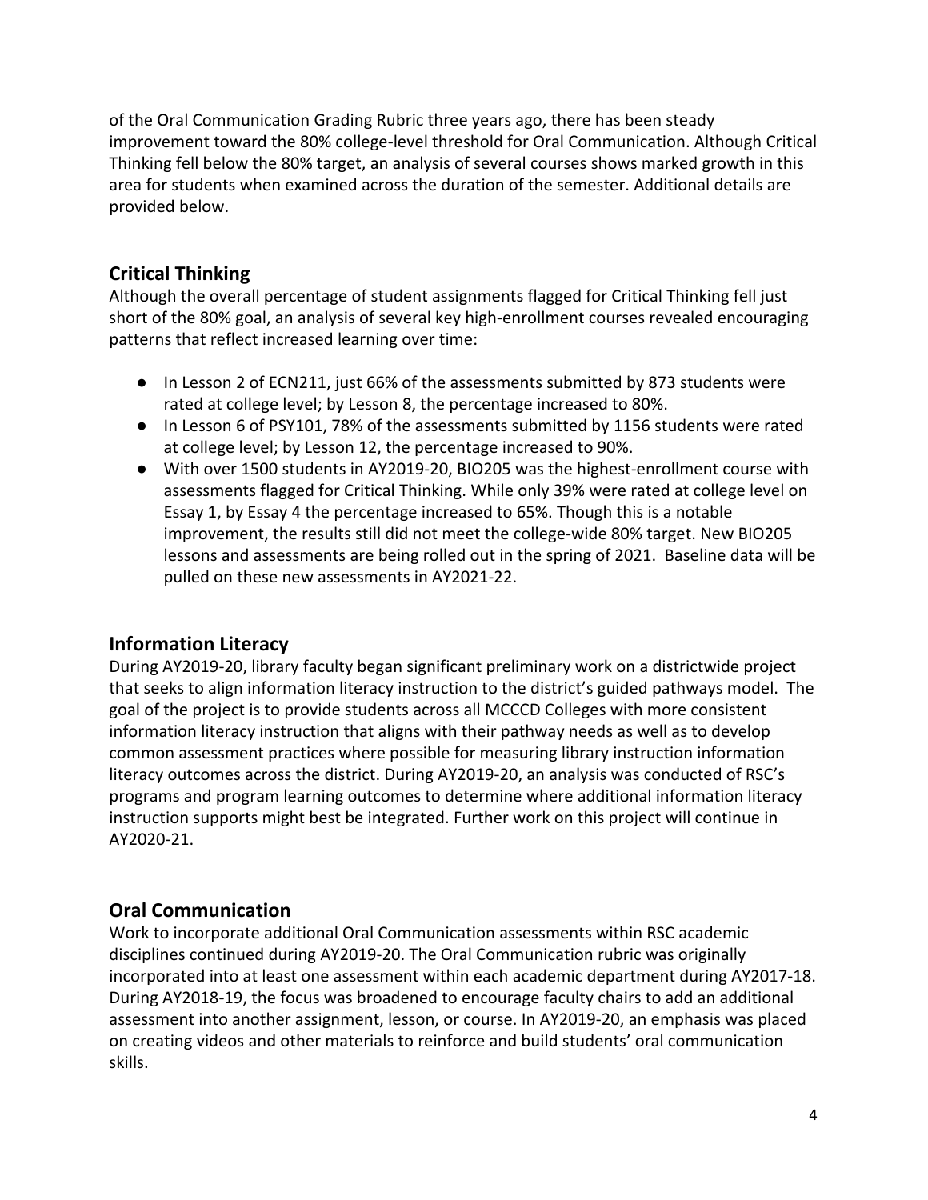of the Oral Communication Grading Rubric three years ago, there has been steady improvement toward the 80% college-level threshold for Oral Communication. Although Critical Thinking fell below the 80% target, an analysis of several courses shows marked growth in this area for students when examined across the duration of the semester. Additional details are provided below.

## Critical Thinking

Although the overall percentage of student assignments flagged for Critical Thinking fell just short of the 80% goal, an analysis of several key high-enrollment courses revealed encouraging patterns that reflect increased learning over time:

- In Lesson 2 of ECN211, just 66% of the assessments submitted by 873 students were rated at college level; by Lesson 8, the percentage increased to 80%.
- In Lesson 6 of PSY101, 78% of the assessments submitted by 1156 students were rated at college level; by Lesson 12, the percentage increased to 90%.
- With over 1500 students in AY2019-20, BIO205 was the highest-enrollment course with assessments flagged for Critical Thinking. While only 39% were rated at college level on Essay 1, by Essay 4 the percentage increased to 65%. Though this is a notable improvement, the results still did not meet the college-wide 80% target. New BIO205 lessons and assessments are being rolled out in the spring of 2021. Baseline data will be pulled on these new assessments in AY2021-22.

## Information Literacy

During AY2019-20, library faculty began significant preliminary work on a districtwide project that seeks to align information literacy instruction to the district's guided pathways model. The goal of the project is to provide students across all MCCCD Colleges with more consistent information literacy instruction that aligns with their pathway needs as well as to develop common assessment practices where possible for measuring library instruction information literacy outcomes across the district. During AY2019-20, an analysis was conducted of RSC's programs and program learning outcomes to determine where additional information literacy instruction supports might best be integrated. Further work on this project will continue in AY2020-21.

## Oral Communication

Work to incorporate additional Oral Communication assessments within RSC academic disciplines continued during AY2019-20. The Oral Communication rubric was originally incorporated into at least one assessment within each academic department during AY2017-18. During AY2018-19, the focus was broadened to encourage faculty chairs to add an additional assessment into another assignment, lesson, or course. In AY2019-20, an emphasis was placed on creating videos and other materials to reinforce and build students' oral communication skills.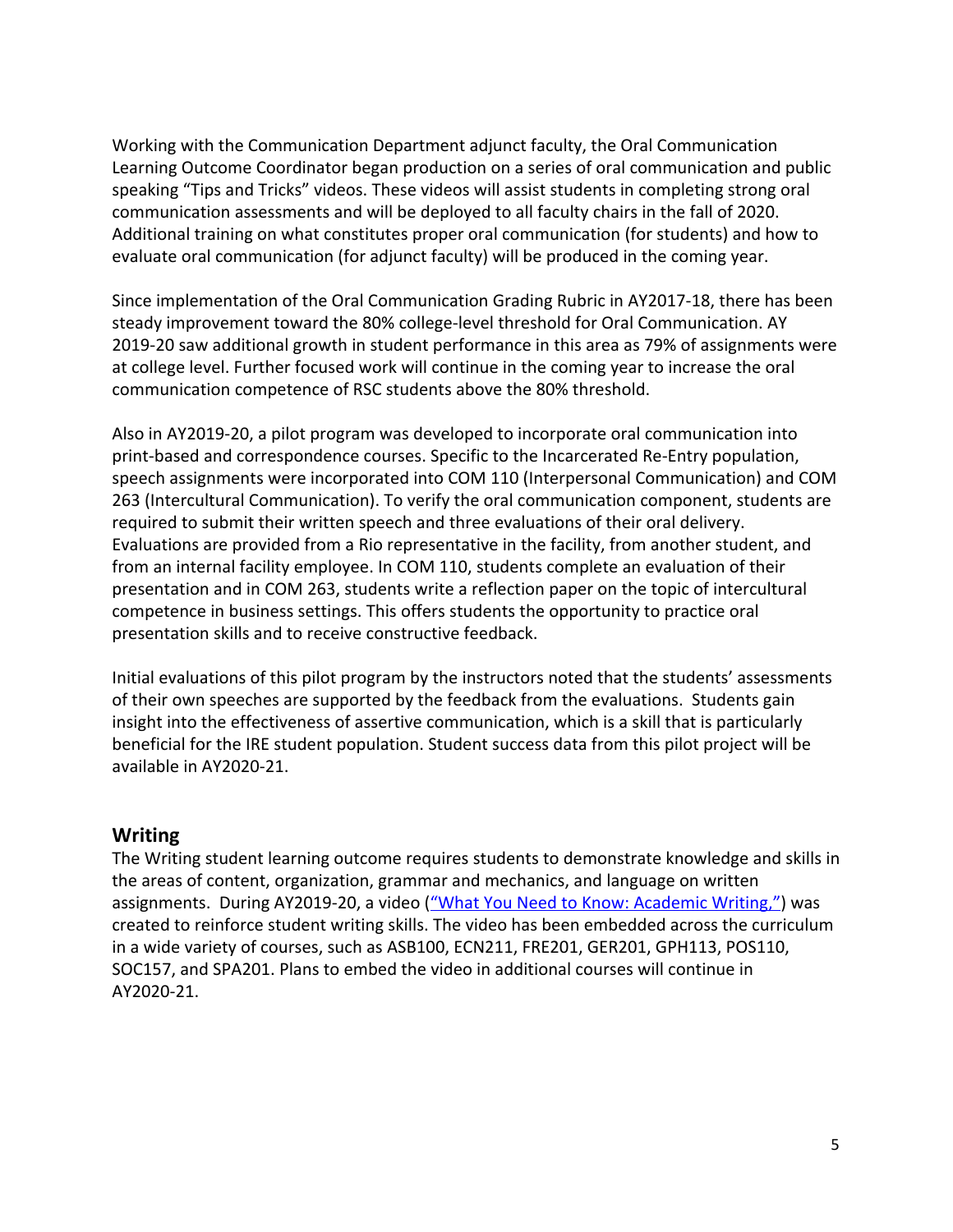Working with the Communication Department adjunct faculty, the Oral Communication Learning Outcome Coordinator began production on a series of oral communication and public speaking "Tips and Tricks" videos. These videos will assist students in completing strong oral communication assessments and will be deployed to all faculty chairs in the fall of 2020. Additional training on what constitutes proper oral communication (for students) and how to evaluate oral communication (for adjunct faculty) will be produced in the coming year.

Since implementation of the Oral Communication Grading Rubric in AY2017-18, there has been steady improvement toward the 80% college-level threshold for Oral Communication. AY 2019-20 saw additional growth in student performance in this area as 79% of assignments were at college level. Further focused work will continue in the coming year to increase the oral communication competence of RSC students above the 80% threshold.

Also in AY2019-20, a pilot program was developed to incorporate oral communication into print-based and correspondence courses. Specific to the Incarcerated Re-Entry population, speech assignments were incorporated into COM 110 (Interpersonal Communication) and COM 263 (Intercultural Communication). To verify the oral communication component, students are required to submit their written speech and three evaluations of their oral delivery. Evaluations are provided from a Rio representative in the facility, from another student, and from an internal facility employee. In COM 110, students complete an evaluation of their presentation and in COM 263, students write a reflection paper on the topic of intercultural competence in business settings. This offers students the opportunity to practice oral presentation skills and to receive constructive feedback.

Initial evaluations of this pilot program by the instructors noted that the students' assessments of their own speeches are supported by the feedback from the evaluations. Students gain insight into the effectiveness of assertive communication, which is a skill that is particularly beneficial for the IRE student population. Student success data from this pilot project will be available in AY2020-21.

## Writing

The Writing student learning outcome requires students to demonstrate knowledge and skills in the areas of content, organization, grammar and mechanics, and language on written assignments. During AY2019-20, a video ("What You Need to Know: Academic Writing,") was created to reinforce student writing skills. The video has been embedded across the curriculum in a wide variety of courses, such as ASB100, ECN211, FRE201, GER201, GPH113, POS110, SOC157, and SPA201. Plans to embed the video in additional courses will continue in AY2020-21.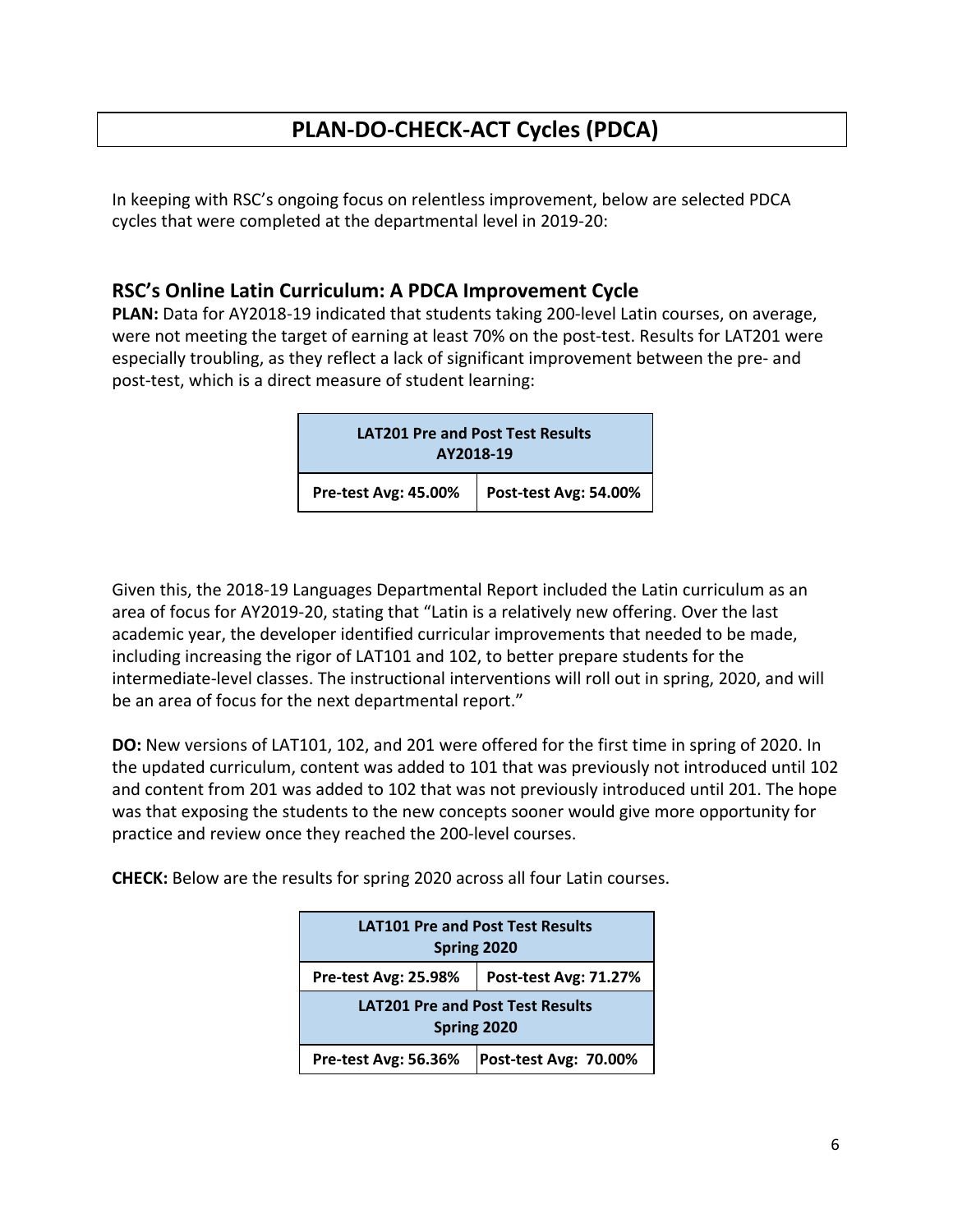# PLAN-DO-CHECK-ACT Cycles (PDCA)

In keeping with RSC's ongoing focus on relentless improvement, below are selected PDCA cycles that were completed at the departmental level in 2019-20:

## RSC's Online Latin Curriculum: A PDCA Improvement Cycle

**PLAN:** Data for AY2018-19 indicated that students taking 200-level Latin courses, on average, were not meeting the target of earning at least 70% on the post-test. Results for LAT201 were especially troubling, as they reflect a lack of significant improvement between the pre- and post-test, which is a direct measure of student learning:

| LAT201 Pre and Post Test Results AY2018-19 | |
|---|---|
| **Pre-test Avg: 45.00%** | **Post-test Avg: 54.00%** |

Given this, the 2018-19 Languages Departmental Report included the Latin curriculum as an area of focus for AY2019-20, stating that "Latin is a relatively new offering. Over the last academic year, the developer identified curricular improvements that needed to be made, including increasing the rigor of LAT101 and 102, to better prepare students for the intermediate-level classes. The instructional interventions will roll out in spring, 2020, and will be an area of focus for the next departmental report."

**DO:** New versions of LAT101, 102, and 201 were offered for the first time in spring of 2020. In the updated curriculum, content was added to 101 that was previously not introduced until 102 and content from 201 was added to 102 that was not previously introduced until 201. The hope was that exposing the students to the new concepts sooner would give more opportunity for practice and review once they reached the 200-level courses.

**CHECK:** Below are the results for spring 2020 across all four Latin courses.

| LAT101 Pre and Post Test Results Spring 2020 | |
|---|---|
| **Pre-test Avg: 25.98%** | **Post-test Avg: 71.27%** |
| **LAT201 Pre and Post Test Results Spring 2020** | |
| **Pre-test Avg: 56.36%** | **Post-test Avg: 70.00%** |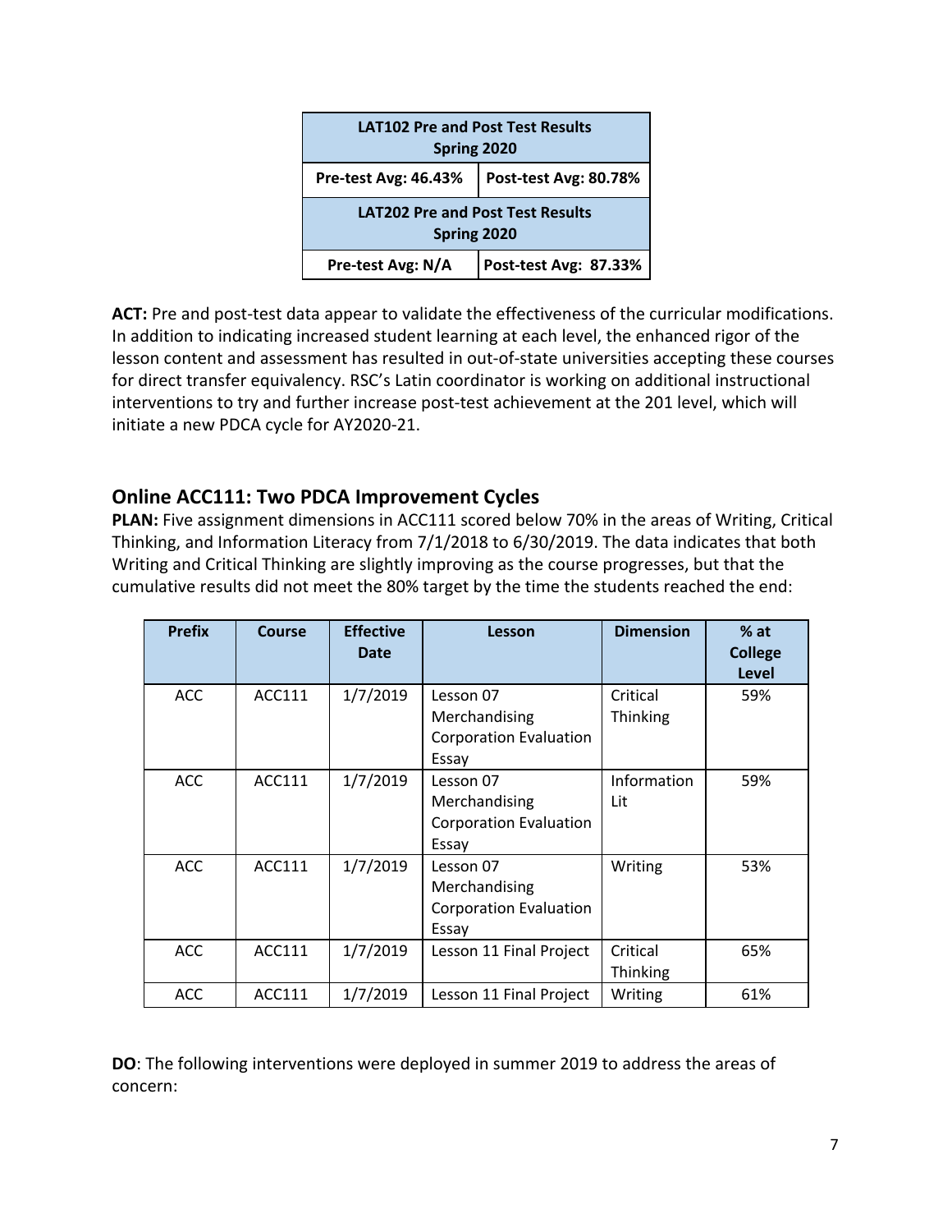| LAT102 Pre and Post Test Results Spring 2020 | |
|---|---|
| **Pre-test Avg: 46.43%** | **Post-test Avg: 80.78%** |
| **LAT202 Pre and Post Test Results Spring 2020** | |
| **Pre-test Avg: N/A** | **Post-test Avg: 87.33%** |

**ACT:** Pre and post-test data appear to validate the effectiveness of the curricular modifications. In addition to indicating increased student learning at each level, the enhanced rigor of the lesson content and assessment has resulted in out-of-state universities accepting these courses for direct transfer equivalency. RSC's Latin coordinator is working on additional instructional interventions to try and further increase post-test achievement at the 201 level, which will initiate a new PDCA cycle for AY2020-21.

## Online ACC111: Two PDCA Improvement Cycles

**PLAN:** Five assignment dimensions in ACC111 scored below 70% in the areas of Writing, Critical Thinking, and Information Literacy from 7/1/2018 to 6/30/2019. The data indicates that both Writing and Critical Thinking are slightly improving as the course progresses, but that the cumulative results did not meet the 80% target by the time the students reached the end:

| Prefix | Course | Effective Date | Lesson | Dimension | % at College Level |
|---|---|---|---|---|---|
| ACC | ACC111 | 1/7/2019 | Lesson 07 Merchandising Corporation Evaluation Essay | Critical Thinking | 59% |
| ACC | ACC111 | 1/7/2019 | Lesson 07 Merchandising Corporation Evaluation Essay | Information Lit | 59% |
| ACC | ACC111 | 1/7/2019 | Lesson 07 Merchandising Corporation Evaluation Essay | Writing | 53% |
| ACC | ACC111 | 1/7/2019 | Lesson 11 Final Project | Critical Thinking | 65% |
| ACC | ACC111 | 1/7/2019 | Lesson 11 Final Project | Writing | 61% |

**DO**: The following interventions were deployed in summer 2019 to address the areas of concern: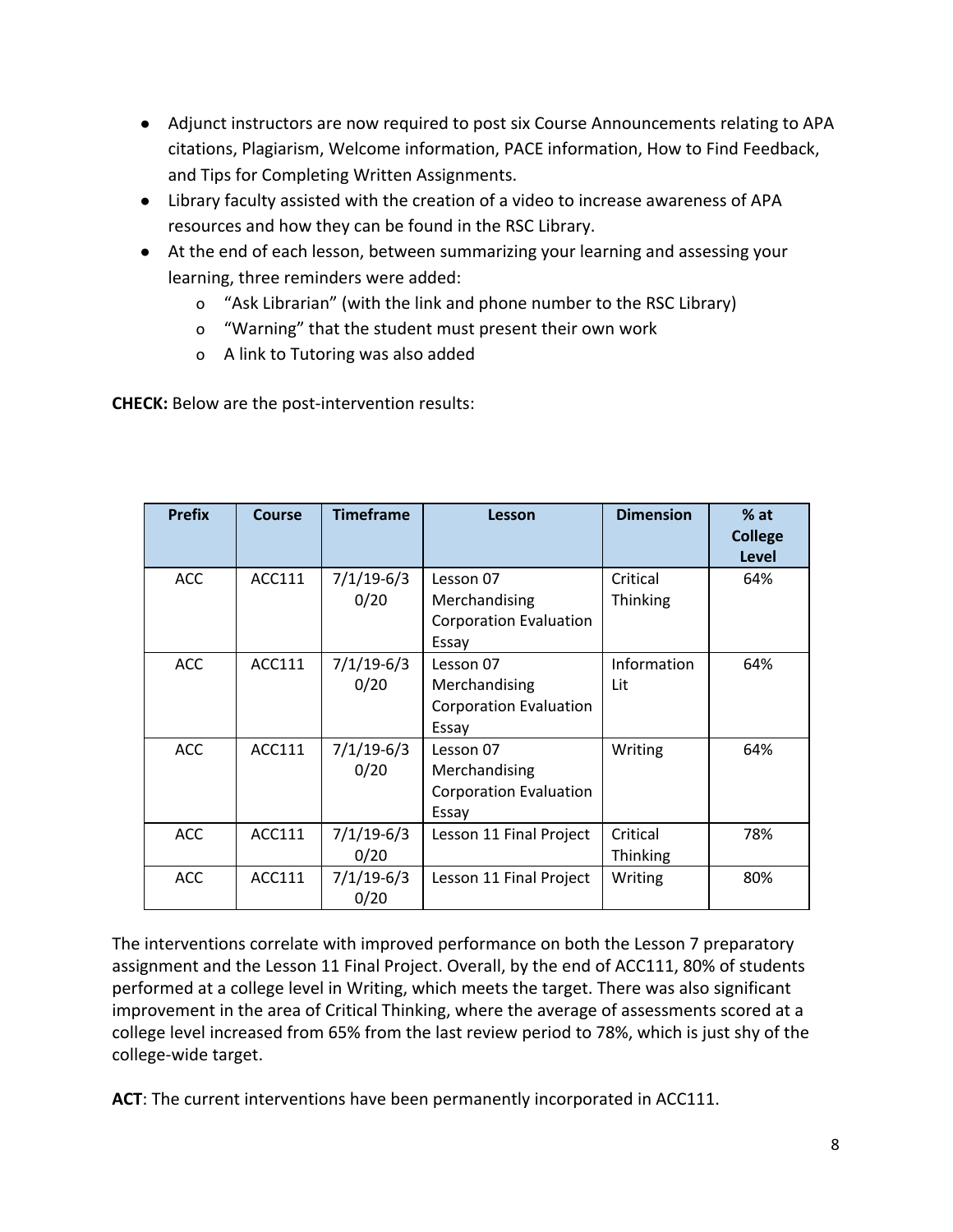- Adjunct instructors are now required to post six Course Announcements relating to APA citations, Plagiarism, Welcome information, PACE information, How to Find Feedback, and Tips for Completing Written Assignments.
- Library faculty assisted with the creation of a video to increase awareness of APA resources and how they can be found in the RSC Library.
- At the end of each lesson, between summarizing your learning and assessing your learning, three reminders were added:
    - "Ask Librarian" (with the link and phone number to the RSC Library)
    - "Warning" that the student must present their own work
    - A link to Tutoring was also added

**CHECK:** Below are the post-intervention results:

| Prefix | Course | Timeframe | Lesson | Dimension | % at College Level |
|---|---|---|---|---|---|
| ACC | ACC111 | 7/1/19-6/30/20 | Lesson 07 Merchandising Corporation Evaluation Essay | Critical Thinking | 64% |
| ACC | ACC111 | 7/1/19-6/30/20 | Lesson 07 Merchandising Corporation Evaluation Essay | Information Lit | 64% |
| ACC | ACC111 | 7/1/19-6/30/20 | Lesson 07 Merchandising Corporation Evaluation Essay | Writing | 64% |
| ACC | ACC111 | 7/1/19-6/30/20 | Lesson 11 Final Project | Critical Thinking | 78% |
| ACC | ACC111 | 7/1/19-6/30/20 | Lesson 11 Final Project | Writing | 80% |

The interventions correlate with improved performance on both the Lesson 7 preparatory assignment and the Lesson 11 Final Project. Overall, by the end of ACC111, 80% of students performed at a college level in Writing, which meets the target. There was also significant improvement in the area of Critical Thinking, where the average of assessments scored at a college level increased from 65% from the last review period to 78%, which is just shy of the college-wide target.

**ACT**: The current interventions have been permanently incorporated in ACC111.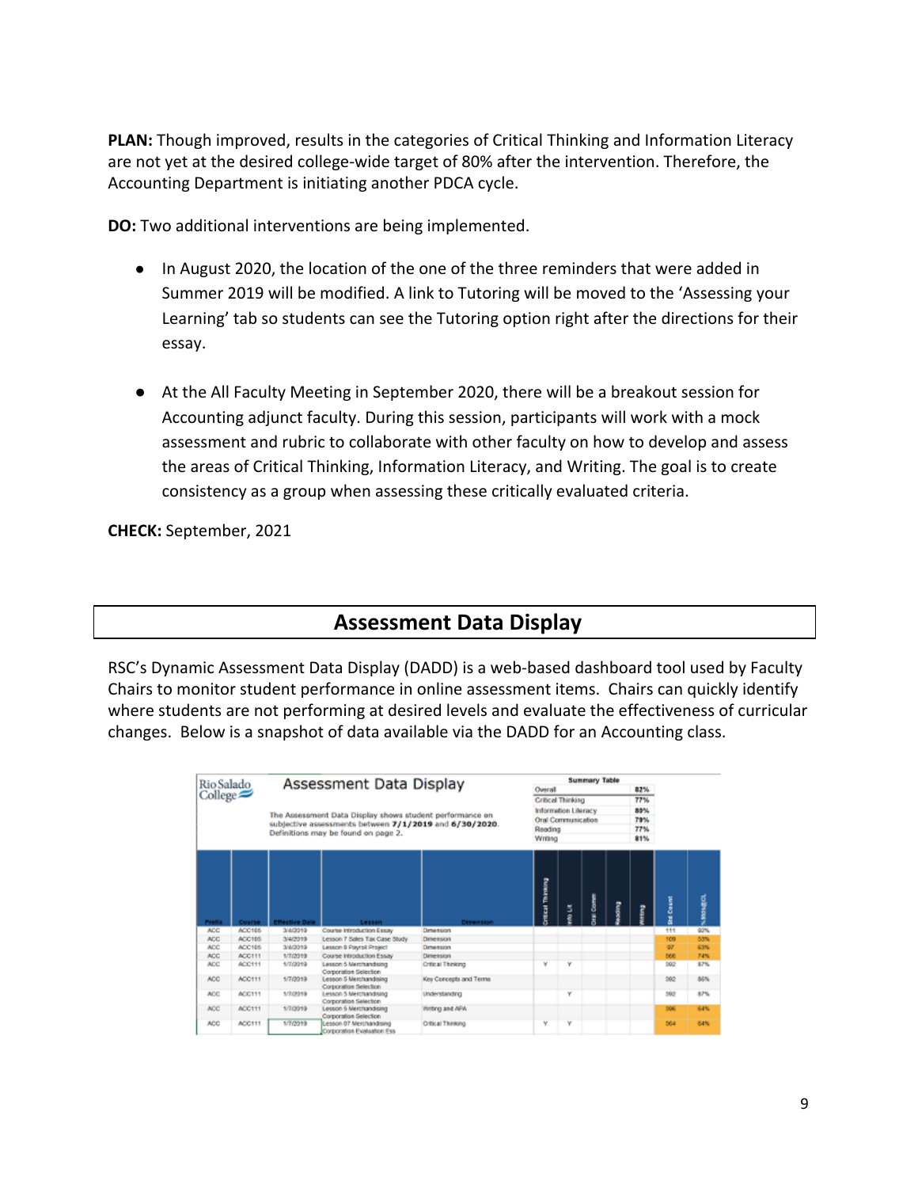**PLAN:** Though improved, results in the categories of Critical Thinking and Information Literacy are not yet at the desired college-wide target of 80% after the intervention. Therefore, the Accounting Department is initiating another PDCA cycle.

**DO:** Two additional interventions are being implemented.

- In August 2020, the location of the one of the three reminders that were added in Summer 2019 will be modified. A link to Tutoring will be moved to the 'Assessing your Learning' tab so students can see the Tutoring option right after the directions for their essay.
- At the All Faculty Meeting in September 2020, there will be a breakout session for Accounting adjunct faculty. During this session, participants will work with a mock assessment and rubric to collaborate with other faculty on how to develop and assess the areas of Critical Thinking, Information Literacy, and Writing. The goal is to create consistency as a group when assessing these critically evaluated criteria.

**CHECK:** September, 2021

## Assessment Data Display

RSC's Dynamic Assessment Data Display (DADD) is a web-based dashboard tool used by Faculty Chairs to monitor student performance in online assessment items. Chairs can quickly identify where students are not performing at desired levels and evaluate the effectiveness of curricular changes. Below is a snapshot of data available via the DADD for an Accounting class.

Rio Salado College

### Assessment Data Display

The Assessment Data Display shows student performance on subjective assessments between **7/1/2019** and **6/30/2020**. Definitions may be found on page 2.

| Summary Table | |
|---|---|
| Overall | 82% |
| Critical Thinking | 77% |
| Information Literacy | 80% |
| Oral Communication | 79% |
| Reading | 77% |
| Writing | 81% |

| Prefix | Course | Effective Date | Lesson | Dimension | Critical Thinking | Info Lit | Oral Comm | Reading | Writing | Std Count | %Std@CL |
|---|---|---|---|---|---|---|---|---|---|---|---|
| ACC | ACC105 | 3/4/2019 | Course Introduction Essay | Dimension | | | | | | 111 | 92% |
| ACC | ACC105 | 3/4/2019 | Lesson 7 Sales Tax Case Study | Dimension | | | | | | 109 | 53% |
| ACC | ACC105 | 3/4/2019 | Lesson 8 Payroll Project | Dimension | | | | | | 97 | 63% |
| ACC | ACC111 | 1/7/2019 | Course Introduction Essay | Dimension | | | | | | 566 | 74% |
| ACC | ACC111 | 1/7/2019 | Lesson 5 Merchandising Corporation Selection | Critical Thinking | Y | Y | | | | 392 | 87% |
| ACC | ACC111 | 1/7/2019 | Lesson 5 Merchandising Corporation Selection | Key Concepts and Terms | | | | | | 392 | 86% |
| ACC | ACC111 | 1/7/2019 | Lesson 5 Merchandising Corporation Selection | Understanding | | Y | | | | 392 | 87% |
| ACC | ACC111 | 1/7/2019 | Lesson 5 Merchandising Corporation Selection | Writing and APA | | | | | | 396 | 64% |
| ACC | ACC111 | 1/7/2019 | Lesson 07 Merchandising Corporation Evaluation Ess | Critical Thinking | Y | Y | | | | 364 | 64% |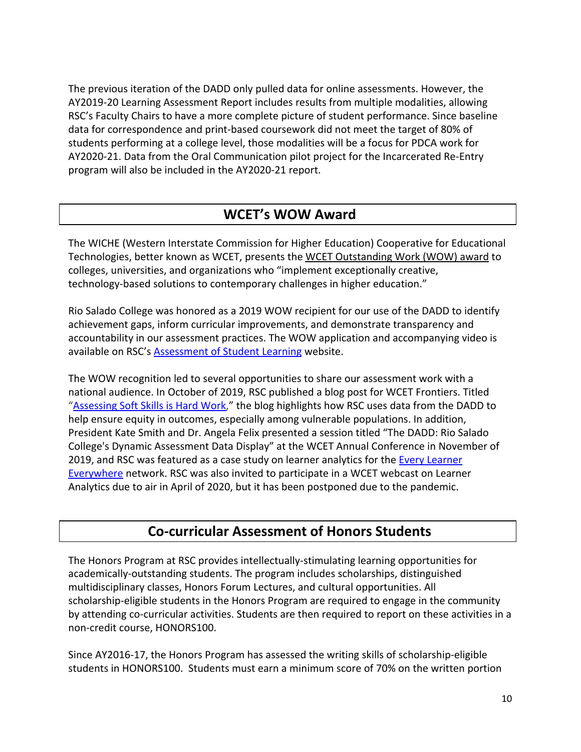The previous iteration of the DADD only pulled data for online assessments. However, the AY2019-20 Learning Assessment Report includes results from multiple modalities, allowing RSC's Faculty Chairs to have a more complete picture of student performance. Since baseline data for correspondence and print-based coursework did not meet the target of 80% of students performing at a college level, those modalities will be a focus for PDCA work for AY2020-21. Data from the Oral Communication pilot project for the Incarcerated Re-Entry program will also be included in the AY2020-21 report.

## WCET's WOW Award

The WICHE (Western Interstate Commission for Higher Education) Cooperative for Educational Technologies, better known as WCET, presents the WCET Outstanding Work (WOW) award to colleges, universities, and organizations who "implement exceptionally creative, technology-based solutions to contemporary challenges in higher education."

Rio Salado College was honored as a 2019 WOW recipient for our use of the DADD to identify achievement gaps, inform curricular improvements, and demonstrate transparency and accountability in our assessment practices. The WOW application and accompanying video is available on RSC's Assessment of Student Learning website.

The WOW recognition led to several opportunities to share our assessment work with a national audience. In October of 2019, RSC published a blog post for WCET Frontiers. Titled "Assessing Soft Skills is Hard Work," the blog highlights how RSC uses data from the DADD to help ensure equity in outcomes, especially among vulnerable populations. In addition, President Kate Smith and Dr. Angela Felix presented a session titled "The DADD: Rio Salado College's Dynamic Assessment Data Display" at the WCET Annual Conference in November of 2019, and RSC was featured as a case study on learner analytics for the Every Learner Everywhere network. RSC was also invited to participate in a WCET webcast on Learner Analytics due to air in April of 2020, but it has been postponed due to the pandemic.

## Co-curricular Assessment of Honors Students

The Honors Program at RSC provides intellectually-stimulating learning opportunities for academically-outstanding students. The program includes scholarships, distinguished multidisciplinary classes, Honors Forum Lectures, and cultural opportunities. All scholarship-eligible students in the Honors Program are required to engage in the community by attending co-curricular activities. Students are then required to report on these activities in a non-credit course, HONORS100.

Since AY2016-17, the Honors Program has assessed the writing skills of scholarship-eligible students in HONORS100. Students must earn a minimum score of 70% on the written portion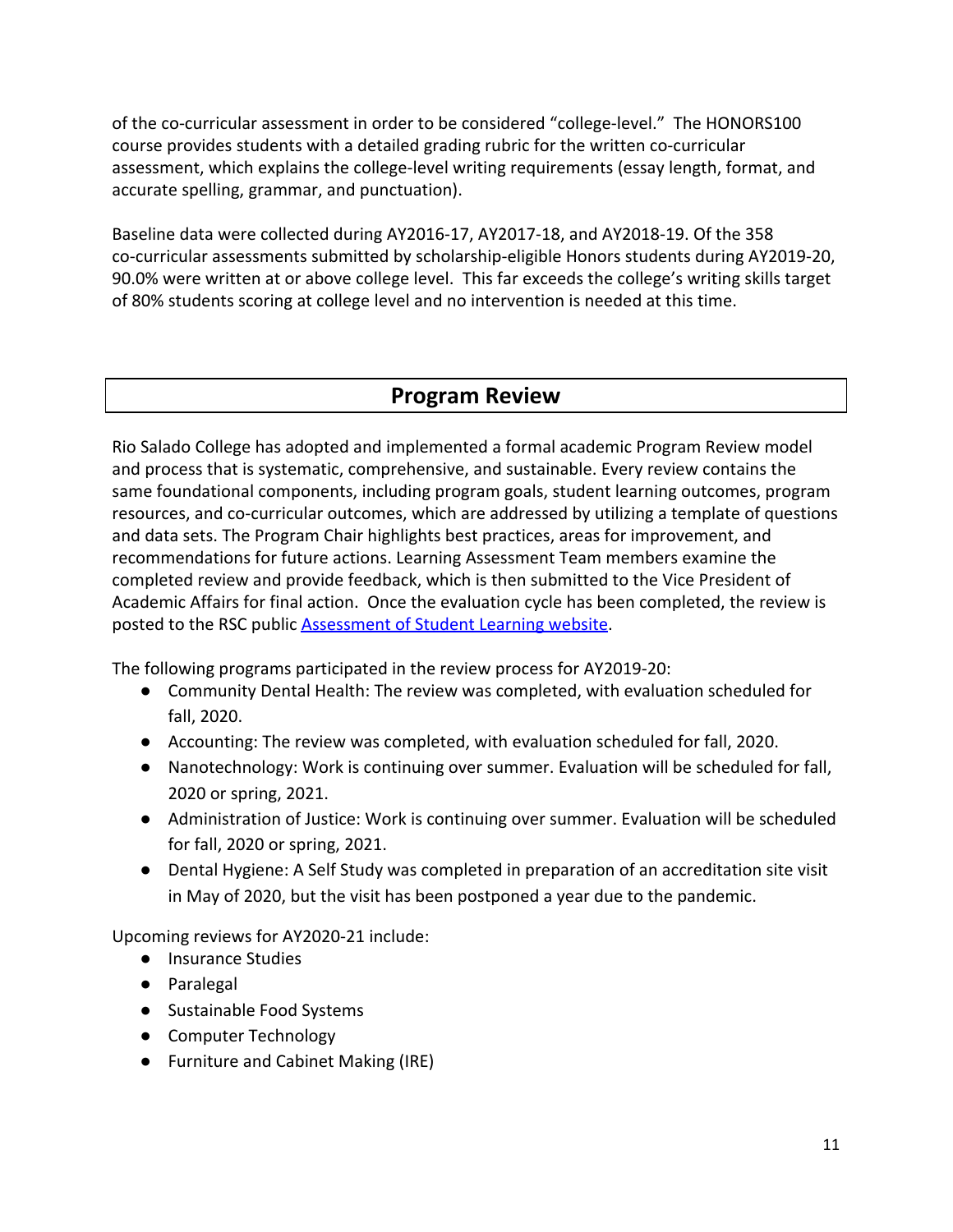of the co-curricular assessment in order to be considered "college-level." The HONORS100 course provides students with a detailed grading rubric for the written co-curricular assessment, which explains the college-level writing requirements (essay length, format, and accurate spelling, grammar, and punctuation).

Baseline data were collected during AY2016-17, AY2017-18, and AY2018-19. Of the 358 co-curricular assessments submitted by scholarship-eligible Honors students during AY2019-20, 90.0% were written at or above college level. This far exceeds the college's writing skills target of 80% students scoring at college level and no intervention is needed at this time.

## Program Review

Rio Salado College has adopted and implemented a formal academic Program Review model and process that is systematic, comprehensive, and sustainable. Every review contains the same foundational components, including program goals, student learning outcomes, program resources, and co-curricular outcomes, which are addressed by utilizing a template of questions and data sets. The Program Chair highlights best practices, areas for improvement, and recommendations for future actions. Learning Assessment Team members examine the completed review and provide feedback, which is then submitted to the Vice President of Academic Affairs for final action. Once the evaluation cycle has been completed, the review is posted to the RSC public Assessment of Student Learning website.

The following programs participated in the review process for AY2019-20:

- Community Dental Health: The review was completed, with evaluation scheduled for fall, 2020.
- Accounting: The review was completed, with evaluation scheduled for fall, 2020.
- Nanotechnology: Work is continuing over summer. Evaluation will be scheduled for fall, 2020 or spring, 2021.
- Administration of Justice: Work is continuing over summer. Evaluation will be scheduled for fall, 2020 or spring, 2021.
- Dental Hygiene: A Self Study was completed in preparation of an accreditation site visit in May of 2020, but the visit has been postponed a year due to the pandemic.

Upcoming reviews for AY2020-21 include:

- Insurance Studies
- Paralegal
- Sustainable Food Systems
- Computer Technology
- Furniture and Cabinet Making (IRE)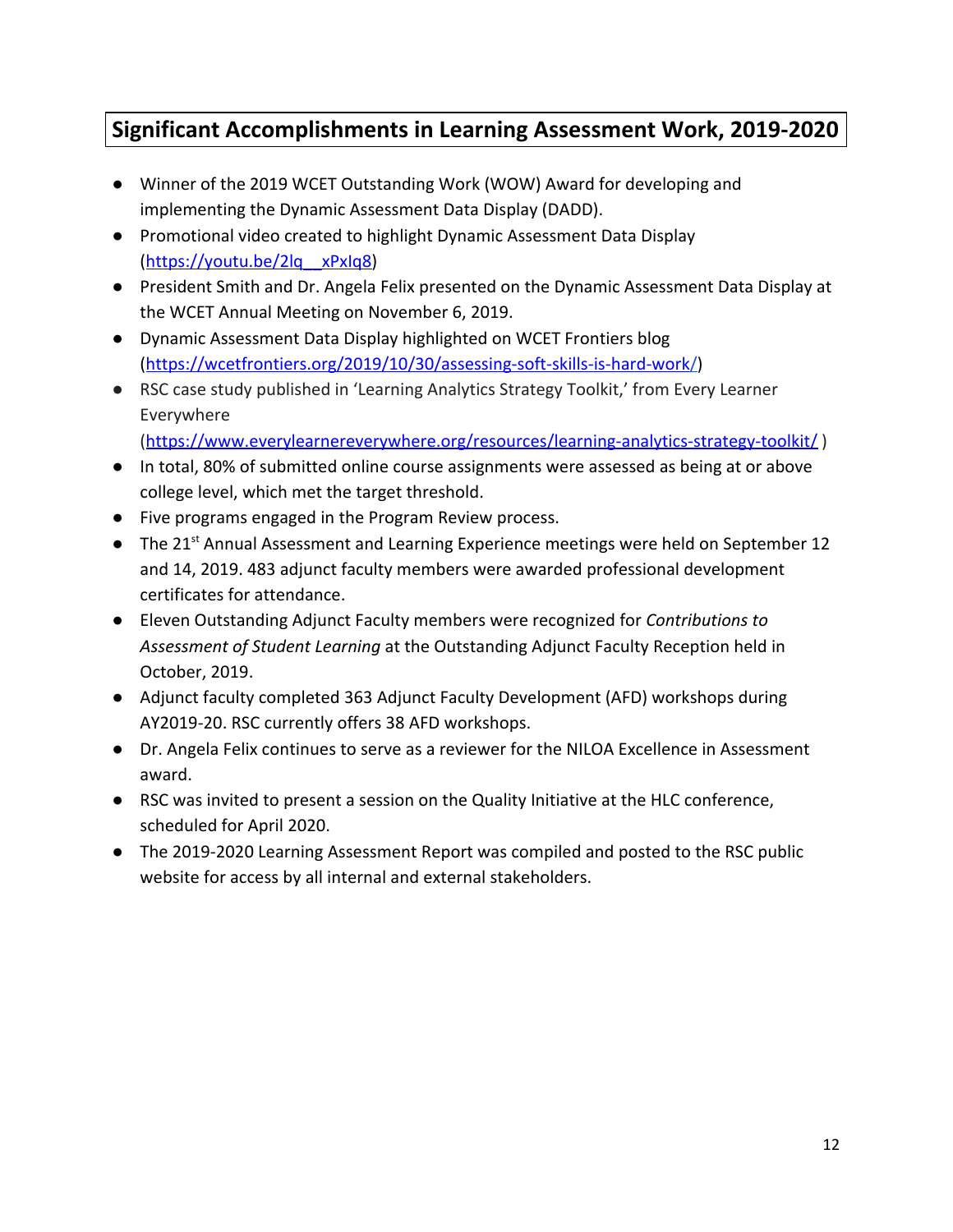## Significant Accomplishments in Learning Assessment Work, 2019-2020

- Winner of the 2019 WCET Outstanding Work (WOW) Award for developing and implementing the Dynamic Assessment Data Display (DADD).
- Promotional video created to highlight Dynamic Assessment Data Display (https://youtu.be/2lq__xPxIq8)
- President Smith and Dr. Angela Felix presented on the Dynamic Assessment Data Display at the WCET Annual Meeting on November 6, 2019.
- Dynamic Assessment Data Display highlighted on WCET Frontiers blog (https://wcetfrontiers.org/2019/10/30/assessing-soft-skills-is-hard-work/)
- RSC case study published in 'Learning Analytics Strategy Toolkit,' from Every Learner Everywhere (https://www.everylearnereverywhere.org/resources/learning-analytics-strategy-toolkit/ )
- In total, 80% of submitted online course assignments were assessed as being at or above college level, which met the target threshold.
- Five programs engaged in the Program Review process.
- The 21st Annual Assessment and Learning Experience meetings were held on September 12 and 14, 2019. 483 adjunct faculty members were awarded professional development certificates for attendance.
- Eleven Outstanding Adjunct Faculty members were recognized for *Contributions to Assessment of Student Learning* at the Outstanding Adjunct Faculty Reception held in October, 2019.
- Adjunct faculty completed 363 Adjunct Faculty Development (AFD) workshops during AY2019-20. RSC currently offers 38 AFD workshops.
- Dr. Angela Felix continues to serve as a reviewer for the NILOA Excellence in Assessment award.
- RSC was invited to present a session on the Quality Initiative at the HLC conference, scheduled for April 2020.
- The 2019-2020 Learning Assessment Report was compiled and posted to the RSC public website for access by all internal and external stakeholders.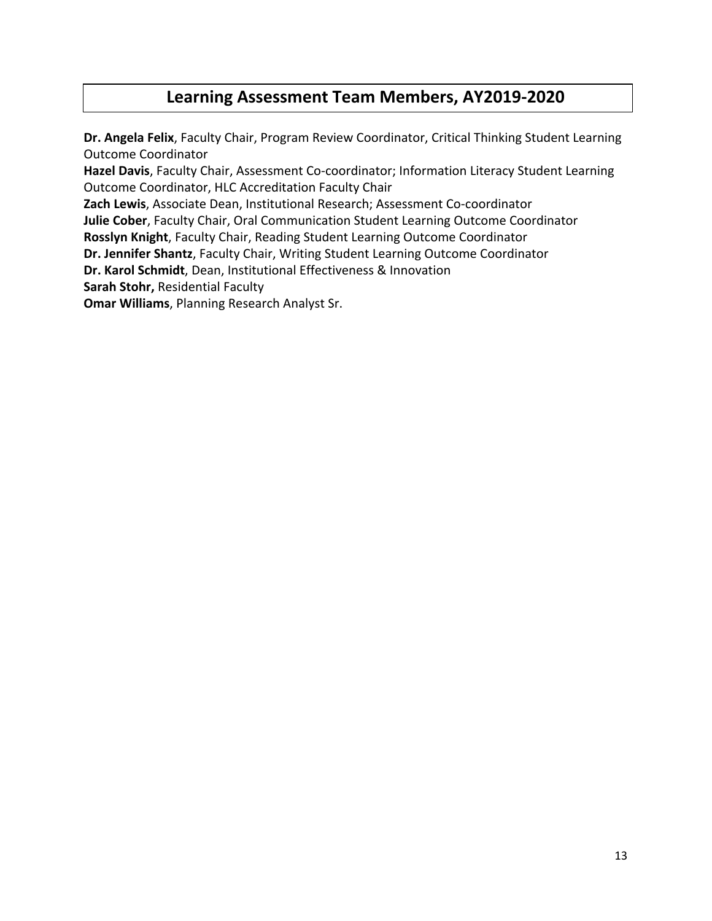## Learning Assessment Team Members, AY2019-2020

**Dr. Angela Felix**, Faculty Chair, Program Review Coordinator, Critical Thinking Student Learning Outcome Coordinator
**Hazel Davis**, Faculty Chair, Assessment Co-coordinator; Information Literacy Student Learning Outcome Coordinator, HLC Accreditation Faculty Chair
**Zach Lewis**, Associate Dean, Institutional Research; Assessment Co-coordinator
**Julie Cober**, Faculty Chair, Oral Communication Student Learning Outcome Coordinator
**Rosslyn Knight**, Faculty Chair, Reading Student Learning Outcome Coordinator
**Dr. Jennifer Shantz**, Faculty Chair, Writing Student Learning Outcome Coordinator
**Dr. Karol Schmidt**, Dean, Institutional Effectiveness & Innovation
**Sarah Stohr,** Residential Faculty
**Omar Williams**, Planning Research Analyst Sr.